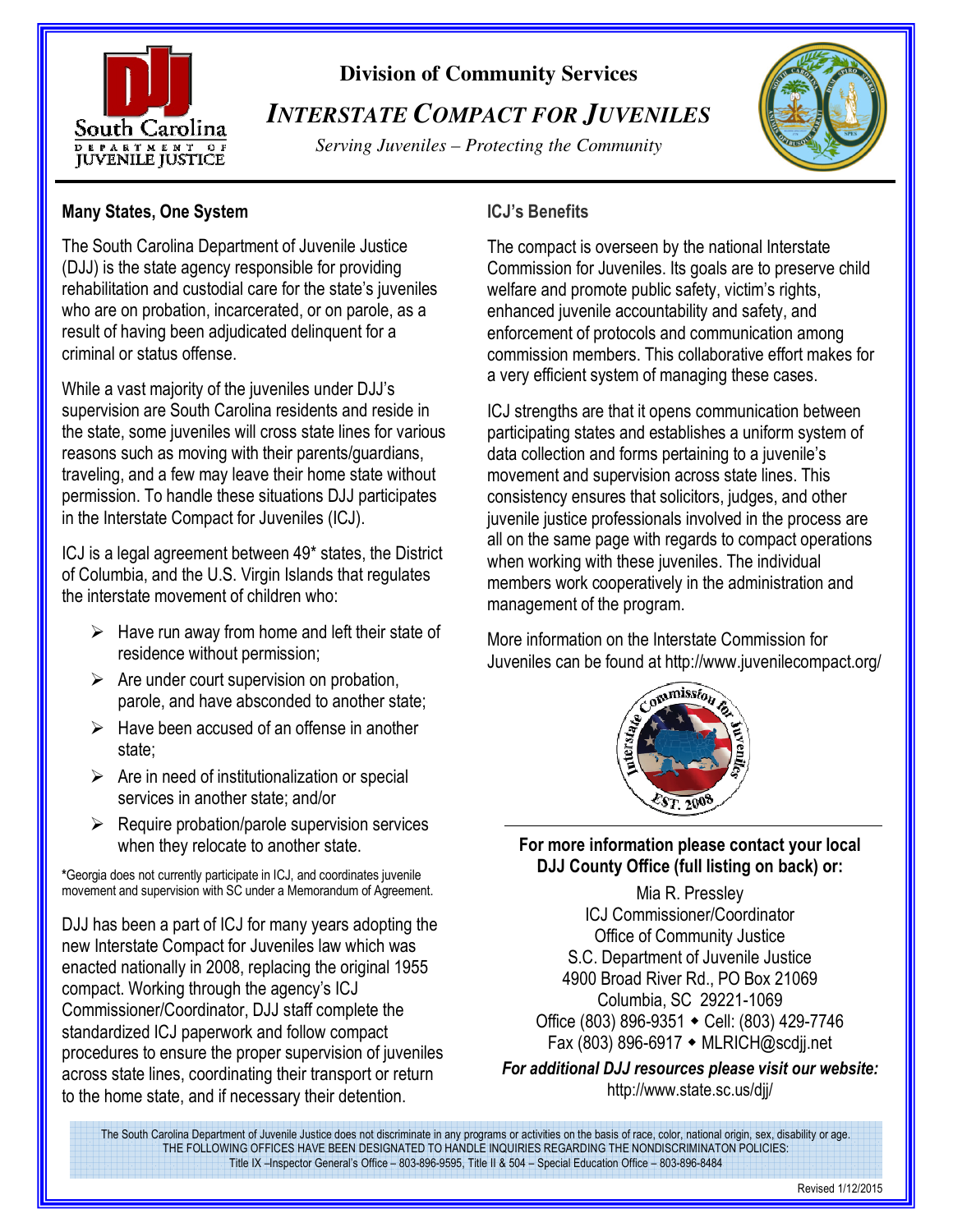# Division of Community Services

## *INTERSTATE COMPACT FOR JUVENILES*

*Serving Juveniles – Protecting the Community*

### Many States, One System

The South Carolina Department of Juvenile Justice (DJJ) is the state agency responsible for providing rehabilitation and custodial care for the state's juveniles who are on probation, incarcerated, or on parole, as a result of having been adjudicated delinquent for a criminal or status offense.

While a vast majority of the juveniles under DJJ's supervision are South Carolina residents and reside in the state, some juveniles will cross state lines for various reasons such as moving with their parents/guardians, traveling, and a few may leave their home state without permission. To handle these situations DJJ participates in the Interstate Compact for Juveniles (ICJ).

ICJ is a legal agreement between 49* states, the District of Columbia, and the U.S. Virgin Islands that regulates the interstate movement of children who:

- Have run away from home and left their state of residence without permission;
- Are under court supervision on probation, parole, and have absconded to another state;
- Have been accused of an offense in another state;
- Are in need of institutionalization or special services in another state; and/or
- Require probation/parole supervision services when they relocate to another state.

*Georgia does not currently participate in ICJ, and coordinates juvenile movement and supervision with SC under a Memorandum of Agreement.

DJJ has been a part of ICJ for many years adopting the new Interstate Compact for Juveniles law which was enacted nationally in 2008, replacing the original 1955 compact. Working through the agency's ICJ Commissioner/Coordinator, DJJ staff complete the standardized ICJ paperwork and follow compact procedures to ensure the proper supervision of juveniles across state lines, coordinating their transport or return to the home state, and if necessary their detention.

### ICJ's Benefits

The compact is overseen by the national Interstate Commission for Juveniles. Its goals are to preserve child welfare and promote public safety, victim's rights, enhanced juvenile accountability and safety, and enforcement of protocols and communication among commission members. This collaborative effort makes for a very efficient system of managing these cases.

ICJ strengths are that it opens communication between participating states and establishes a uniform system of data collection and forms pertaining to a juvenile's movement and supervision across state lines. This consistency ensures that solicitors, judges, and other juvenile justice professionals involved in the process are all on the same page with regards to compact operations when working with these juveniles. The individual members work cooperatively in the administration and management of the program.

More information on the Interstate Commission for Juveniles can be found at http://www.juvenilecompact.org/

**For more information please contact your local DJJ County Office (full listing on back) or:**

Mia R. Pressley
ICJ Commissioner/Coordinator
Office of Community Justice
S.C. Department of Juvenile Justice
4900 Broad River Rd., PO Box 21069
Columbia, SC 29221-1069
Office (803) 896-9351 ◆ Cell: (803) 429-7746
Fax (803) 896-6917 ◆ MLRICH@scdjj.net

***For additional DJJ resources please visit our website:***
http://www.state.sc.us/djj/

The South Carolina Department of Juvenile Justice does not discriminate in any programs or activities on the basis of race, color, national origin, sex, disability or age.
THE FOLLOWING OFFICES HAVE BEEN DESIGNATED TO HANDLE INQUIRIES REGARDING THE NONDISCRIMINATON POLICIES:
Title IX –Inspector General's Office – 803-896-9595, Title II & 504 – Special Education Office – 803-896-8484

Revised 1/12/2015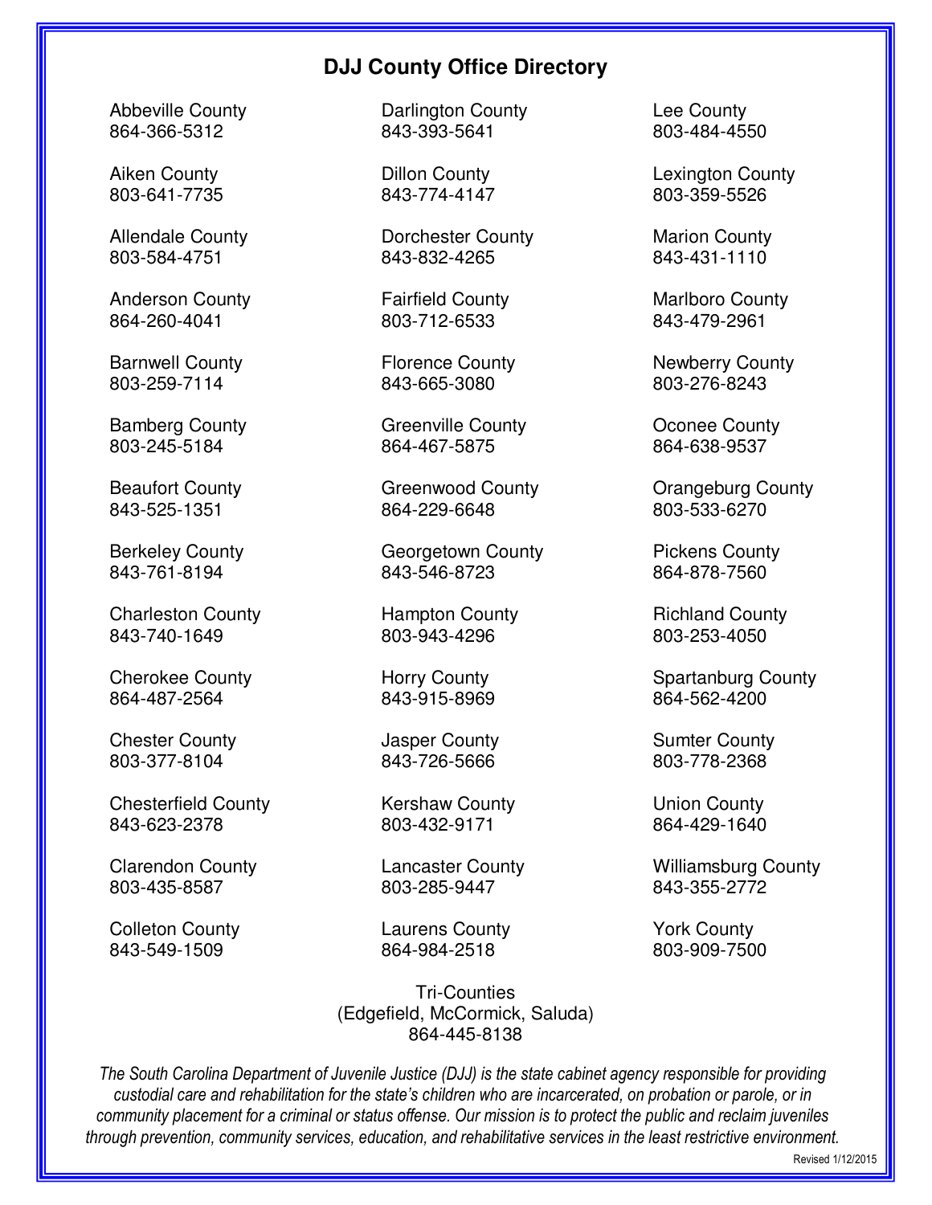# DJJ County Office Directory

Abbeville County
864-366-5312

Aiken County
803-641-7735

Allendale County
803-584-4751

Anderson County
864-260-4041

Barnwell County
803-259-7114

Bamberg County
803-245-5184

Beaufort County
843-525-1351

Berkeley County
843-761-8194

Charleston County
843-740-1649

Cherokee County
864-487-2564

Chester County
803-377-8104

Chesterfield County
843-623-2378

Clarendon County
803-435-8587

Colleton County
843-549-1509

Darlington County
843-393-5641

Dillon County
843-774-4147

Dorchester County
843-832-4265

Fairfield County
803-712-6533

Florence County
843-665-3080

Greenville County
864-467-5875

Greenwood County
864-229-6648

Georgetown County
843-546-8723

Hampton County
803-943-4296

Horry County
843-915-8969

Jasper County
843-726-5666

Kershaw County
803-432-9171

Lancaster County
803-285-9447

Laurens County
864-984-2518

Lee County
803-484-4550

Lexington County
803-359-5526

Marion County
843-431-1110

Marlboro County
843-479-2961

Newberry County
803-276-8243

Oconee County
864-638-9537

Orangeburg County
803-533-6270

Pickens County
864-878-7560

Richland County
803-253-4050

Spartanburg County
864-562-4200

Sumter County
803-778-2368

Union County
864-429-1640

Williamsburg County
843-355-2772

York County
803-909-7500

Tri-Counties
(Edgefield, McCormick, Saluda)
864-445-8138

*The South Carolina Department of Juvenile Justice (DJJ) is the state cabinet agency responsible for providing custodial care and rehabilitation for the state's children who are incarcerated, on probation or parole, or in community placement for a criminal or status offense. Our mission is to protect the public and reclaim juveniles through prevention, community services, education, and rehabilitative services in the least restrictive environment.*

Revised 1/12/2015